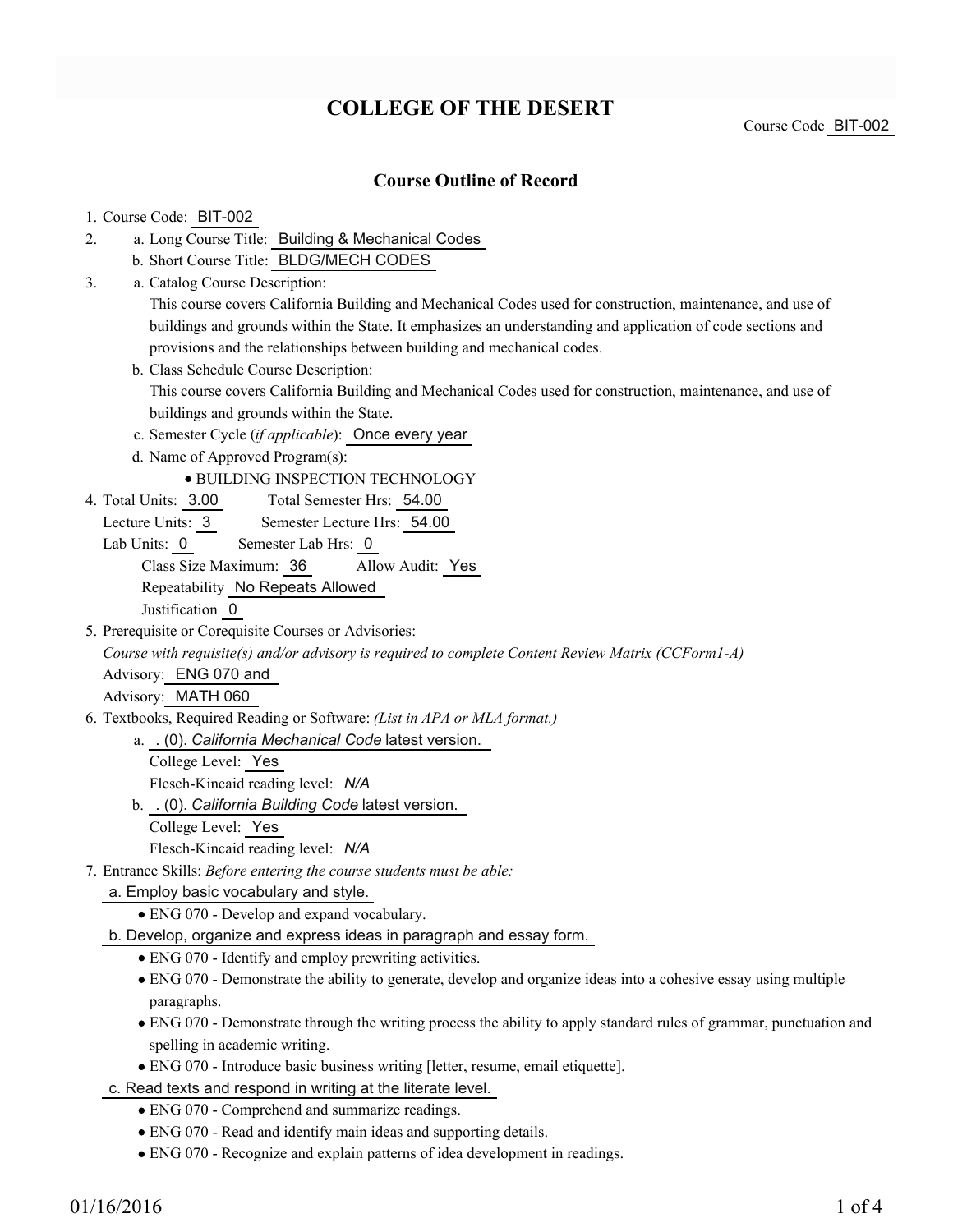# COLLEGE OF THE DESERT

Course Code BIT-002

## Course Outline of Record

1. Course Code: BIT-002
2. a. Long Course Title: Building & Mechanical Codes
   b. Short Course Title: BLDG/MECH CODES
3. a. Catalog Course Description:
   This course covers California Building and Mechanical Codes used for construction, maintenance, and use of buildings and grounds within the State. It emphasizes an understanding and application of code sections and provisions and the relationships between building and mechanical codes.
   b. Class Schedule Course Description:
   This course covers California Building and Mechanical Codes used for construction, maintenance, and use of buildings and grounds within the State.
   c. Semester Cycle (*if applicable*): Once every year
   d. Name of Approved Program(s):
      - BUILDING INSPECTION TECHNOLOGY
4. Total Units: 3.00 Total Semester Hrs: 54.00
   Lecture Units: 3 Semester Lecture Hrs: 54.00
   Lab Units: 0 Semester Lab Hrs: 0
   Class Size Maximum: 36 Allow Audit: Yes
   Repeatability No Repeats Allowed
   Justification 0
5. Prerequisite or Corequisite Courses or Advisories:
   *Course with requisite(s) and/or advisory is required to complete Content Review Matrix (CCForm1-A)*
   Advisory: ENG 070 and
   Advisory: MATH 060
6. Textbooks, Required Reading or Software: *(List in APA or MLA format.)*
   a. . (0). *California Mechanical Code* latest version.
      College Level: Yes
      Flesch-Kincaid reading level: *N/A*
   b. . (0). *California Building Code* latest version.
      College Level: Yes
      Flesch-Kincaid reading level: *N/A*
7. Entrance Skills: *Before entering the course students must be able:*
   a. Employ basic vocabulary and style.
      - ENG 070 - Develop and expand vocabulary.
   b. Develop, organize and express ideas in paragraph and essay form.
      - ENG 070 - Identify and employ prewriting activities.
      - ENG 070 - Demonstrate the ability to generate, develop and organize ideas into a cohesive essay using multiple paragraphs.
      - ENG 070 - Demonstrate through the writing process the ability to apply standard rules of grammar, punctuation and spelling in academic writing.
      - ENG 070 - Introduce basic business writing [letter, resume, email etiquette].
   c. Read texts and respond in writing at the literate level.
      - ENG 070 - Comprehend and summarize readings.
      - ENG 070 - Read and identify main ideas and supporting details.
      - ENG 070 - Recognize and explain patterns of idea development in readings.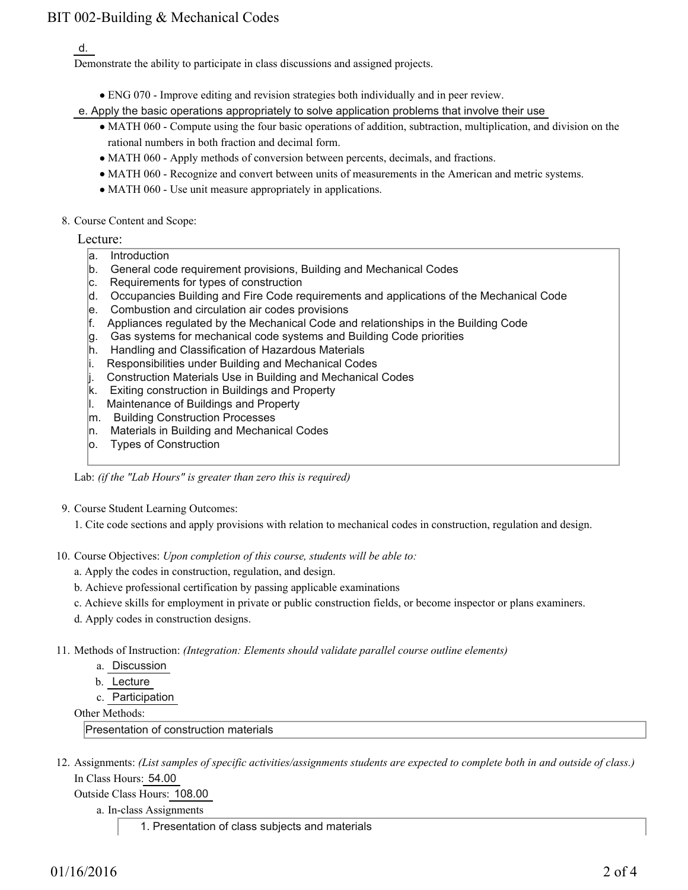d.

Demonstrate the ability to participate in class discussions and assigned projects.

- ENG 070 - Improve editing and revision strategies both individually and in peer review.

e. Apply the basic operations appropriately to solve application problems that involve their use

- MATH 060 - Compute using the four basic operations of addition, subtraction, multiplication, and division on the rational numbers in both fraction and decimal form.
- MATH 060 - Apply methods of conversion between percents, decimals, and fractions.
- MATH 060 - Recognize and convert between units of measurements in the American and metric systems.
- MATH 060 - Use unit measure appropriately in applications.

8. Course Content and Scope:

Lecture:

a. Introduction
b. General code requirement provisions, Building and Mechanical Codes
c. Requirements for types of construction
d. Occupancies Building and Fire Code requirements and applications of the Mechanical Code
e. Combustion and circulation air codes provisions
f. Appliances regulated by the Mechanical Code and relationships in the Building Code
g. Gas systems for mechanical code systems and Building Code priorities
h. Handling and Classification of Hazardous Materials
i. Responsibilities under Building and Mechanical Codes
j. Construction Materials Use in Building and Mechanical Codes
k. Exiting construction in Buildings and Property
l. Maintenance of Buildings and Property
m. Building Construction Processes
n. Materials in Building and Mechanical Codes
o. Types of Construction

Lab: *(if the "Lab Hours" is greater than zero this is required)*

9. Course Student Learning Outcomes:

1. Cite code sections and apply provisions with relation to mechanical codes in construction, regulation and design.

10. Course Objectives: *Upon completion of this course, students will be able to:*

a. Apply the codes in construction, regulation, and design.
b. Achieve professional certification by passing applicable examinations
c. Achieve skills for employment in private or public construction fields, or become inspector or plans examiners.
d. Apply codes in construction designs.

11. Methods of Instruction: *(Integration: Elements should validate parallel course outline elements)*

a. Discussion
b. Lecture
c. Participation

Other Methods:

Presentation of construction materials

12. Assignments: *(List samples of specific activities/assignments students are expected to complete both in and outside of class.)*

In Class Hours: 54.00

Outside Class Hours: 108.00

a. In-class Assignments

1. Presentation of class subjects and materials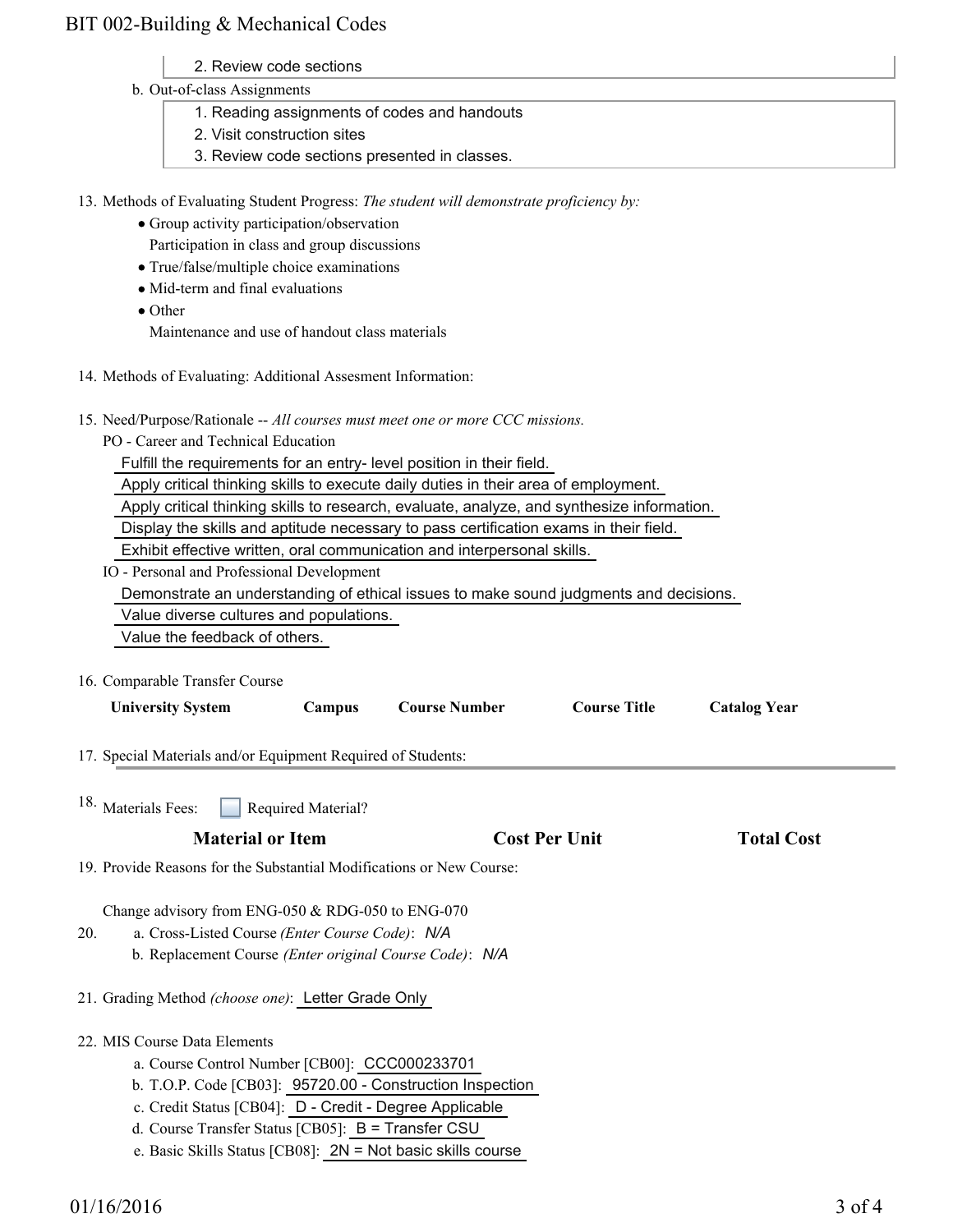2. Review code sections

b. Out-of-class Assignments

1. Reading assignments of codes and handouts
2. Visit construction sites
3. Review code sections presented in classes.

13. Methods of Evaluating Student Progress: *The student will demonstrate proficiency by:*
    - Group activity participation/observation
      Participation in class and group discussions
    - True/false/multiple choice examinations
    - Mid-term and final evaluations
    - Other
      Maintenance and use of handout class materials

14. Methods of Evaluating: Additional Assesment Information:

15. Need/Purpose/Rationale -- *All courses must meet one or more CCC missions.*

    PO - Career and Technical Education

    Fulfill the requirements for an entry- level position in their field.

    Apply critical thinking skills to execute daily duties in their area of employment.

    Apply critical thinking skills to research, evaluate, analyze, and synthesize information.

    Display the skills and aptitude necessary to pass certification exams in their field.

    Exhibit effective written, oral communication and interpersonal skills.

    IO - Personal and Professional Development

    Demonstrate an understanding of ethical issues to make sound judgments and decisions.

    Value diverse cultures and populations.

    Value the feedback of others.

16. Comparable Transfer Course

| University System | Campus | Course Number | Course Title | Catalog Year |
|---|---|---|---|---|

17. Special Materials and/or Equipment Required of Students:

18. Materials Fees: ☐ Required Material?

| Material or Item | Cost Per Unit | Total Cost |
|---|---|---|

19. Provide Reasons for the Substantial Modifications or New Course:

    Change advisory from ENG-050 & RDG-050 to ENG-070

20. a. Cross-Listed Course *(Enter Course Code)*: *N/A*

    b. Replacement Course *(Enter original Course Code)*: *N/A*

21. Grading Method *(choose one)*: Letter Grade Only

22. MIS Course Data Elements

    a. Course Control Number [CB00]: CCC000233701

    b. T.O.P. Code [CB03]: 95720.00 - Construction Inspection

    c. Credit Status [CB04]: D - Credit - Degree Applicable

    d. Course Transfer Status [CB05]: B = Transfer CSU

    e. Basic Skills Status [CB08]: 2N = Not basic skills course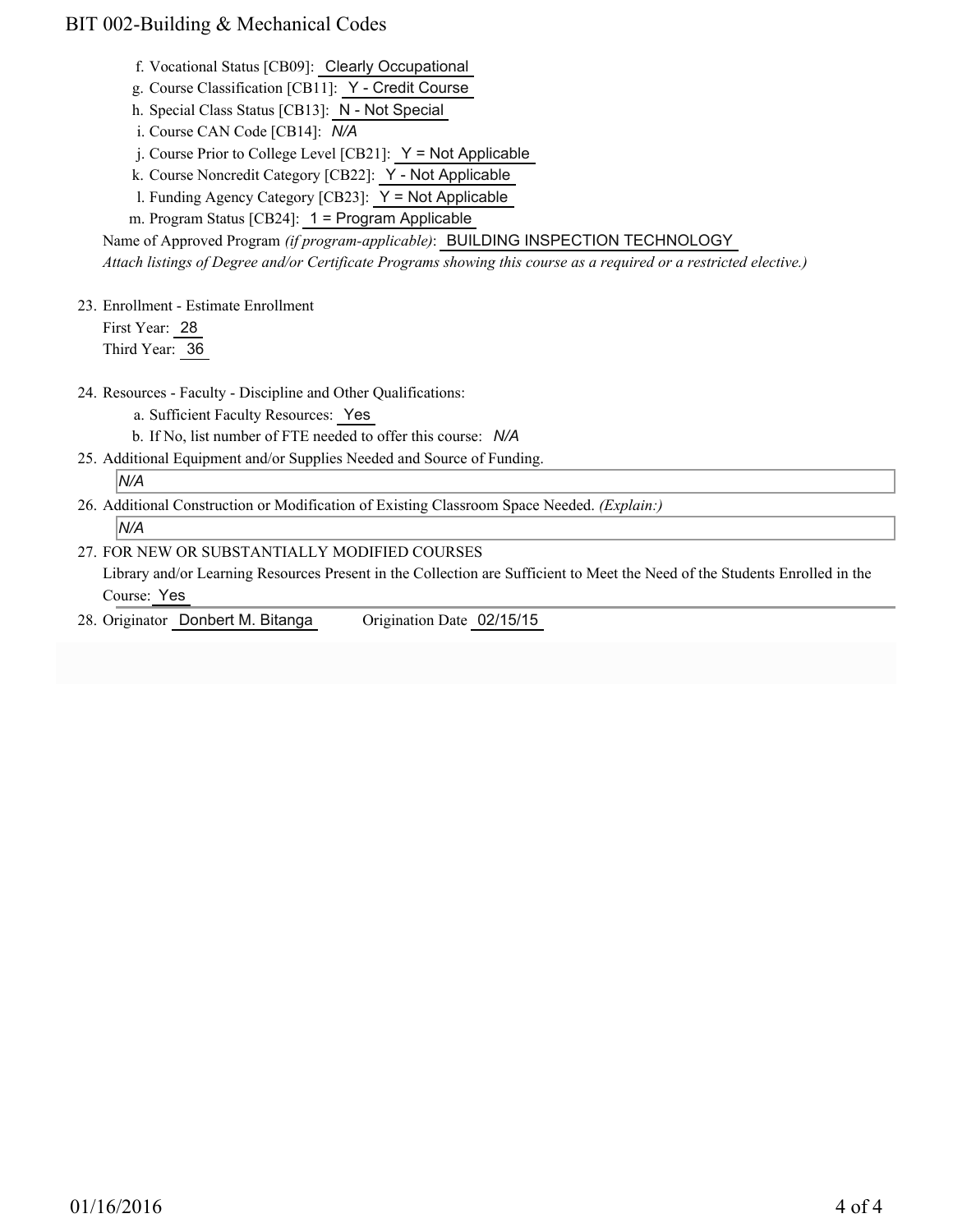f. Vocational Status [CB09]: Clearly Occupational

g. Course Classification [CB11]: Y - Credit Course

h. Special Class Status [CB13]: N - Not Special

i. Course CAN Code [CB14]: *N/A*

j. Course Prior to College Level [CB21]: Y = Not Applicable

k. Course Noncredit Category [CB22]: Y - Not Applicable

l. Funding Agency Category [CB23]: Y = Not Applicable

m. Program Status [CB24]: 1 = Program Applicable

Name of Approved Program *(if program-applicable)*: BUILDING INSPECTION TECHNOLOGY

*Attach listings of Degree and/or Certificate Programs showing this course as a required or a restricted elective.)*

23. Enrollment - Estimate Enrollment

    First Year: 28

    Third Year: 36

24. Resources - Faculty - Discipline and Other Qualifications:

    a. Sufficient Faculty Resources: Yes

    b. If No, list number of FTE needed to offer this course: *N/A*

25. Additional Equipment and/or Supplies Needed and Source of Funding.

    *N/A*

26. Additional Construction or Modification of Existing Classroom Space Needed. *(Explain:)*

    *N/A*

27. FOR NEW OR SUBSTANTIALLY MODIFIED COURSES

    Library and/or Learning Resources Present in the Collection are Sufficient to Meet the Need of the Students Enrolled in the Course: Yes

28. Originator Donbert M. Bitanga Origination Date 02/15/15